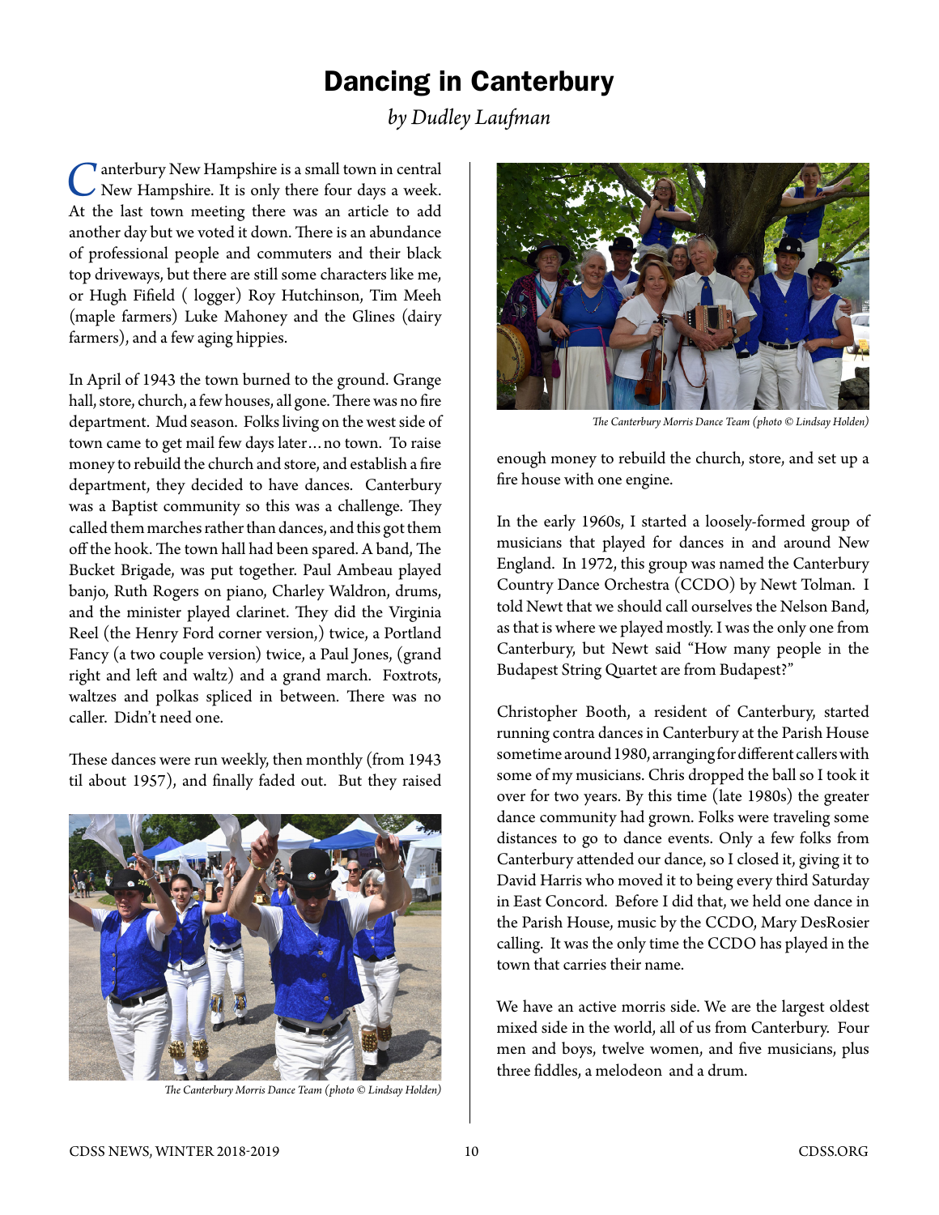# Dancing in Canterbury

*by Dudley Laufman*

Canterbury New Hampshire is a small town in central New Hampshire. It is only there four days a week. At the last town meeting there was an article to add another day but we voted it down. There is an abundance of professional people and commuters and their black top driveways, but there are still some characters like me, or Hugh Fifield ( logger) Roy Hutchinson, Tim Meeh (maple farmers) Luke Mahoney and the Glines (dairy farmers), and a few aging hippies.

In April of 1943 the town burned to the ground. Grange hall, store, church, a few houses, all gone. There was no fire department. Mud season. Folks living on the west side of town came to get mail few days later…no town. To raise money to rebuild the church and store, and establish a fire department, they decided to have dances. Canterbury was a Baptist community so this was a challenge. They called them marches rather than dances, and this got them off the hook. The town hall had been spared. A band, The Bucket Brigade, was put together. Paul Ambeau played banjo, Ruth Rogers on piano, Charley Waldron, drums, and the minister played clarinet. They did the Virginia Reel (the Henry Ford corner version,) twice, a Portland Fancy (a two couple version) twice, a Paul Jones, (grand right and left and waltz) and a grand march. Foxtrots, waltzes and polkas spliced in between. There was no caller. Didn't need one.

These dances were run weekly, then monthly (from 1943 til about 1957), and finally faded out. But they raised enough money to rebuild the church, store, and set up a fire house with one engine.

*The Canterbury Morris Dance Team (photo © Lindsay Holden)*

*The Canterbury Morris Dance Team (photo © Lindsay Holden)*

In the early 1960s, I started a loosely-formed group of musicians that played for dances in and around New England. In 1972, this group was named the Canterbury Country Dance Orchestra (CCDO) by Newt Tolman. I told Newt that we should call ourselves the Nelson Band, as that is where we played mostly. I was the only one from Canterbury, but Newt said "How many people in the Budapest String Quartet are from Budapest?"

Christopher Booth, a resident of Canterbury, started running contra dances in Canterbury at the Parish House sometime around 1980, arranging for different callers with some of my musicians. Chris dropped the ball so I took it over for two years. By this time (late 1980s) the greater dance community had grown. Folks were traveling some distances to go to dance events. Only a few folks from Canterbury attended our dance, so I closed it, giving it to David Harris who moved it to being every third Saturday in East Concord. Before I did that, we held one dance in the Parish House, music by the CCDO, Mary DesRosier calling. It was the only time the CCDO has played in the town that carries their name.

We have an active morris side. We are the largest oldest mixed side in the world, all of us from Canterbury. Four men and boys, twelve women, and five musicians, plus three fiddles, a melodeon and a drum.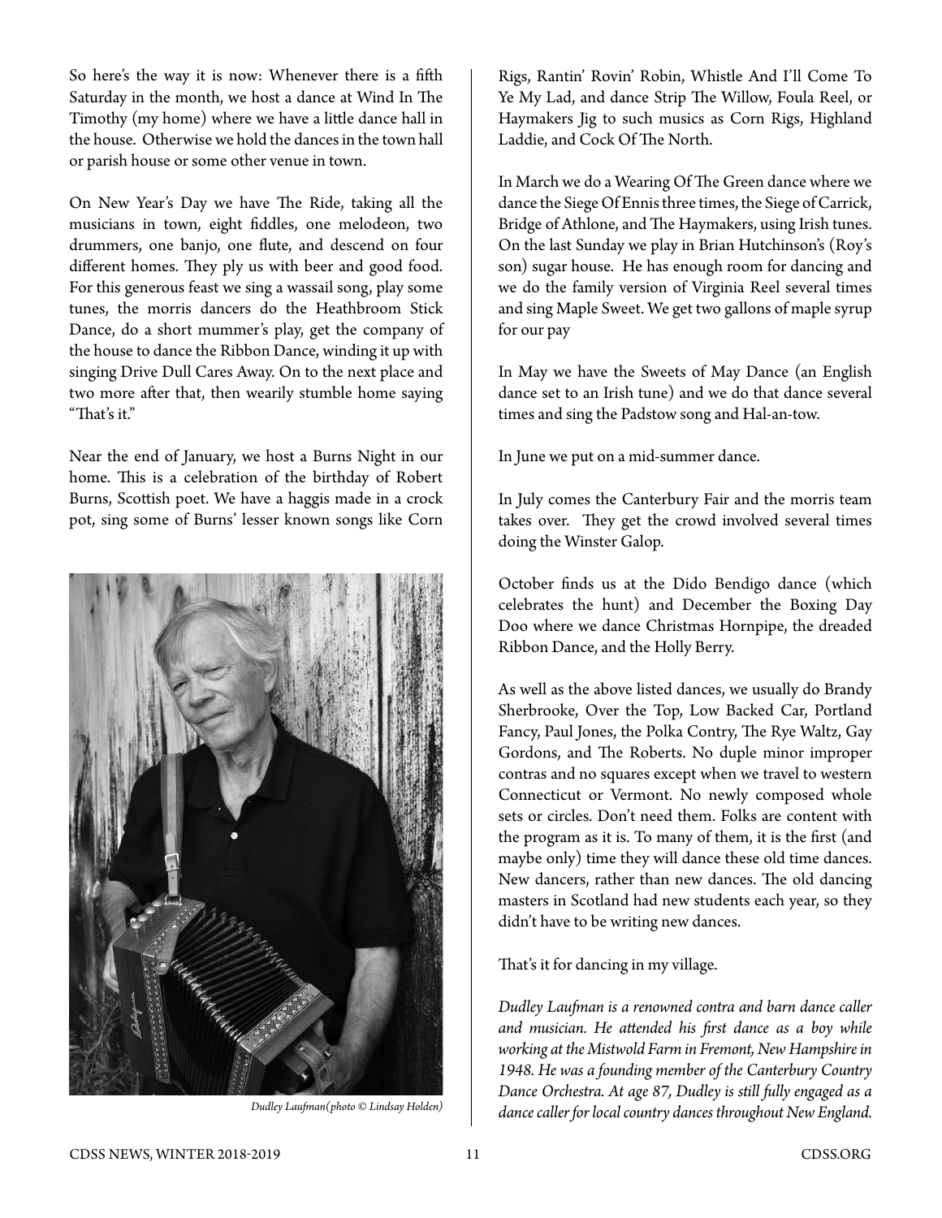So here's the way it is now: Whenever there is a fifth Saturday in the month, we host a dance at Wind In The Timothy (my home) where we have a little dance hall in the house. Otherwise we hold the dances in the town hall or parish house or some other venue in town.

On New Year's Day we have The Ride, taking all the musicians in town, eight fiddles, one melodeon, two drummers, one banjo, one flute, and descend on four different homes. They ply us with beer and good food. For this generous feast we sing a wassail song, play some tunes, the morris dancers do the Heathbroom Stick Dance, do a short mummer's play, get the company of the house to dance the Ribbon Dance, winding it up with singing Drive Dull Cares Away. On to the next place and two more after that, then wearily stumble home saying "That's it."

Near the end of January, we host a Burns Night in our home. This is a celebration of the birthday of Robert Burns, Scottish poet. We have a haggis made in a crock pot, sing some of Burns' lesser known songs like Corn Rigs, Rantin' Rovin' Robin, Whistle And I'll Come To Ye My Lad, and dance Strip The Willow, Foula Reel, or Haymakers Jig to such musics as Corn Rigs, Highland Laddie, and Cock Of The North.

*Dudley Laufman(photo © Lindsay Holden)*

In March we do a Wearing Of The Green dance where we dance the Siege Of Ennis three times, the Siege of Carrick, Bridge of Athlone, and The Haymakers, using Irish tunes. On the last Sunday we play in Brian Hutchinson's (Roy's son) sugar house. He has enough room for dancing and we do the family version of Virginia Reel several times and sing Maple Sweet. We get two gallons of maple syrup for our pay

In May we have the Sweets of May Dance (an English dance set to an Irish tune) and we do that dance several times and sing the Padstow song and Hal-an-tow.

In June we put on a mid-summer dance.

In July comes the Canterbury Fair and the morris team takes over. They get the crowd involved several times doing the Winster Galop.

October finds us at the Dido Bendigo dance (which celebrates the hunt) and December the Boxing Day Doo where we dance Christmas Hornpipe, the dreaded Ribbon Dance, and the Holly Berry.

As well as the above listed dances, we usually do Brandy Sherbrooke, Over the Top, Low Backed Car, Portland Fancy, Paul Jones, the Polka Contry, The Rye Waltz, Gay Gordons, and The Roberts. No duple minor improper contras and no squares except when we travel to western Connecticut or Vermont. No newly composed whole sets or circles. Don't need them. Folks are content with the program as it is. To many of them, it is the first (and maybe only) time they will dance these old time dances. New dancers, rather than new dances. The old dancing masters in Scotland had new students each year, so they didn't have to be writing new dances.

That's it for dancing in my village.

*Dudley Laufman is a renowned contra and barn dance caller and musician. He attended his first dance as a boy while working at the Mistwold Farm in Fremont, New Hampshire in 1948. He was a founding member of the Canterbury Country Dance Orchestra. At age 87, Dudley is still fully engaged as a dance caller for local country dances throughout New England.*